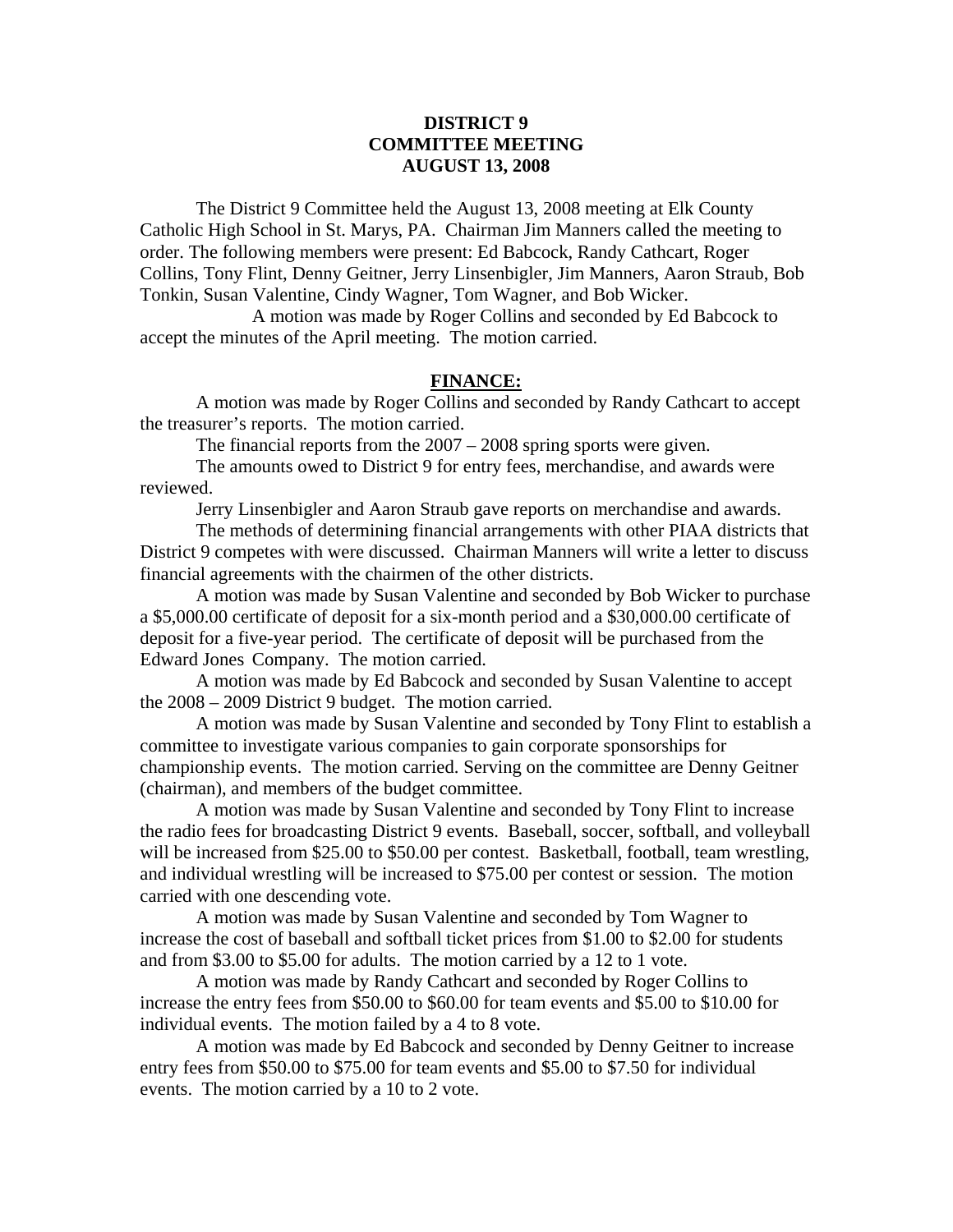# DISTRICT 9
# COMMITTEE MEETING
# AUGUST 13, 2008

The District 9 Committee held the August 13, 2008 meeting at Elk County Catholic High School in St. Marys, PA. Chairman Jim Manners called the meeting to order. The following members were present: Ed Babcock, Randy Cathcart, Roger Collins, Tony Flint, Denny Geitner, Jerry Linsenbigler, Jim Manners, Aaron Straub, Bob Tonkin, Susan Valentine, Cindy Wagner, Tom Wagner, and Bob Wicker.

A motion was made by Roger Collins and seconded by Ed Babcock to accept the minutes of the April meeting. The motion carried.

## FINANCE:

A motion was made by Roger Collins and seconded by Randy Cathcart to accept the treasurer's reports. The motion carried.

The financial reports from the 2007 – 2008 spring sports were given.

The amounts owed to District 9 for entry fees, merchandise, and awards were reviewed.

Jerry Linsenbigler and Aaron Straub gave reports on merchandise and awards.

The methods of determining financial arrangements with other PIAA districts that District 9 competes with were discussed. Chairman Manners will write a letter to discuss financial agreements with the chairmen of the other districts.

A motion was made by Susan Valentine and seconded by Bob Wicker to purchase a $5,000.00 certificate of deposit for a six-month period and a $30,000.00 certificate of deposit for a five-year period. The certificate of deposit will be purchased from the Edward Jones Company. The motion carried.

A motion was made by Ed Babcock and seconded by Susan Valentine to accept the 2008 – 2009 District 9 budget. The motion carried.

A motion was made by Susan Valentine and seconded by Tony Flint to establish a committee to investigate various companies to gain corporate sponsorships for championship events. The motion carried. Serving on the committee are Denny Geitner (chairman), and members of the budget committee.

A motion was made by Susan Valentine and seconded by Tony Flint to increase the radio fees for broadcasting District 9 events. Baseball, soccer, softball, and volleyball will be increased from $25.00 to $50.00 per contest. Basketball, football, team wrestling, and individual wrestling will be increased to $75.00 per contest or session. The motion carried with one descending vote.

A motion was made by Susan Valentine and seconded by Tom Wagner to increase the cost of baseball and softball ticket prices from $1.00 to $2.00 for students and from $3.00 to $5.00 for adults. The motion carried by a 12 to 1 vote.

A motion was made by Randy Cathcart and seconded by Roger Collins to increase the entry fees from $50.00 to $60.00 for team events and $5.00 to $10.00 for individual events. The motion failed by a 4 to 8 vote.

A motion was made by Ed Babcock and seconded by Denny Geitner to increase entry fees from $50.00 to $75.00 for team events and $5.00 to $7.50 for individual events. The motion carried by a 10 to 2 vote.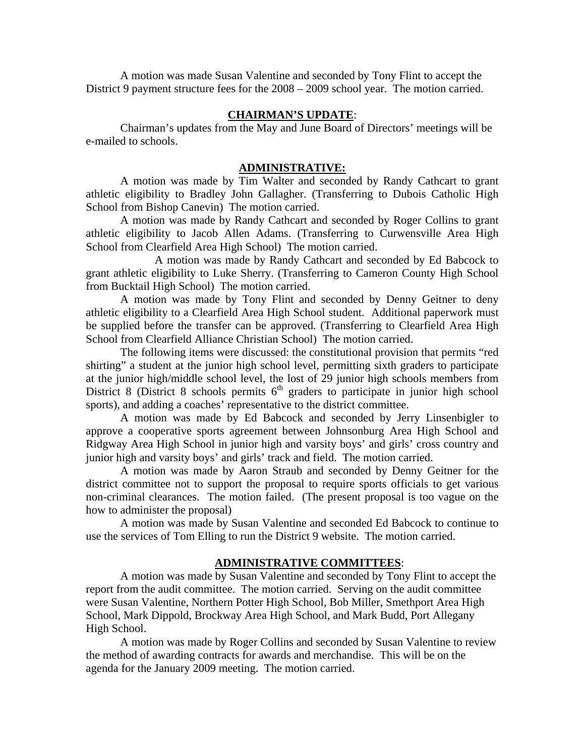A motion was made Susan Valentine and seconded by Tony Flint to accept the District 9 payment structure fees for the 2008 – 2009 school year. The motion carried.

## CHAIRMAN'S UPDATE:

Chairman's updates from the May and June Board of Directors' meetings will be e-mailed to schools.

## ADMINISTRATIVE:

A motion was made by Tim Walter and seconded by Randy Cathcart to grant athletic eligibility to Bradley John Gallagher. (Transferring to Dubois Catholic High School from Bishop Canevin) The motion carried.

A motion was made by Randy Cathcart and seconded by Roger Collins to grant athletic eligibility to Jacob Allen Adams. (Transferring to Curwensville Area High School from Clearfield Area High School) The motion carried.

A motion was made by Randy Cathcart and seconded by Ed Babcock to grant athletic eligibility to Luke Sherry. (Transferring to Cameron County High School from Bucktail High School) The motion carried.

A motion was made by Tony Flint and seconded by Denny Geitner to deny athletic eligibility to a Clearfield Area High School student. Additional paperwork must be supplied before the transfer can be approved. (Transferring to Clearfield Area High School from Clearfield Alliance Christian School) The motion carried.

The following items were discussed: the constitutional provision that permits "red shirting" a student at the junior high school level, permitting sixth graders to participate at the junior high/middle school level, the lost of 29 junior high schools members from District 8 (District 8 schools permits 6th graders to participate in junior high school sports), and adding a coaches' representative to the district committee.

A motion was made by Ed Babcock and seconded by Jerry Linsenbigler to approve a cooperative sports agreement between Johnsonburg Area High School and Ridgway Area High School in junior high and varsity boys' and girls' cross country and junior high and varsity boys' and girls' track and field. The motion carried.

A motion was made by Aaron Straub and seconded by Denny Geitner for the district committee not to support the proposal to require sports officials to get various non-criminal clearances. The motion failed. (The present proposal is too vague on the how to administer the proposal)

A motion was made by Susan Valentine and seconded Ed Babcock to continue to use the services of Tom Elling to run the District 9 website. The motion carried.

## ADMINISTRATIVE COMMITTEES:

A motion was made by Susan Valentine and seconded by Tony Flint to accept the report from the audit committee. The motion carried. Serving on the audit committee were Susan Valentine, Northern Potter High School, Bob Miller, Smethport Area High School, Mark Dippold, Brockway Area High School, and Mark Budd, Port Allegany High School.

A motion was made by Roger Collins and seconded by Susan Valentine to review the method of awarding contracts for awards and merchandise. This will be on the agenda for the January 2009 meeting. The motion carried.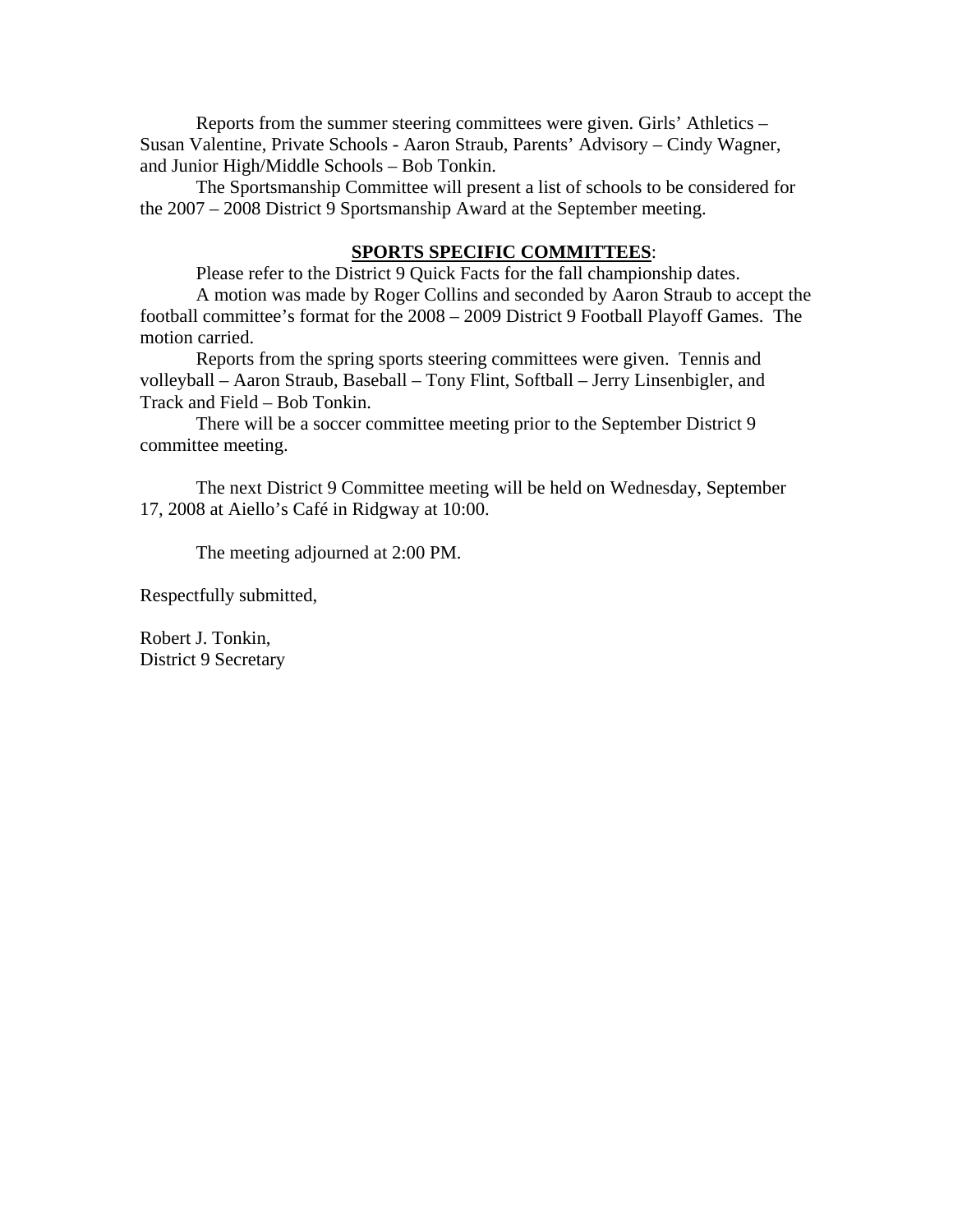Reports from the summer steering committees were given. Girls' Athletics – Susan Valentine, Private Schools - Aaron Straub, Parents' Advisory – Cindy Wagner, and Junior High/Middle Schools – Bob Tonkin.

The Sportsmanship Committee will present a list of schools to be considered for the 2007 – 2008 District 9 Sportsmanship Award at the September meeting.

**SPORTS SPECIFIC COMMITTEES**:

Please refer to the District 9 Quick Facts for the fall championship dates.

A motion was made by Roger Collins and seconded by Aaron Straub to accept the football committee's format for the 2008 – 2009 District 9 Football Playoff Games. The motion carried.

Reports from the spring sports steering committees were given. Tennis and volleyball – Aaron Straub, Baseball – Tony Flint, Softball – Jerry Linsenbigler, and Track and Field – Bob Tonkin.

There will be a soccer committee meeting prior to the September District 9 committee meeting.

The next District 9 Committee meeting will be held on Wednesday, September 17, 2008 at Aiello's Café in Ridgway at 10:00.

The meeting adjourned at 2:00 PM.

Respectfully submitted,

Robert J. Tonkin,
District 9 Secretary